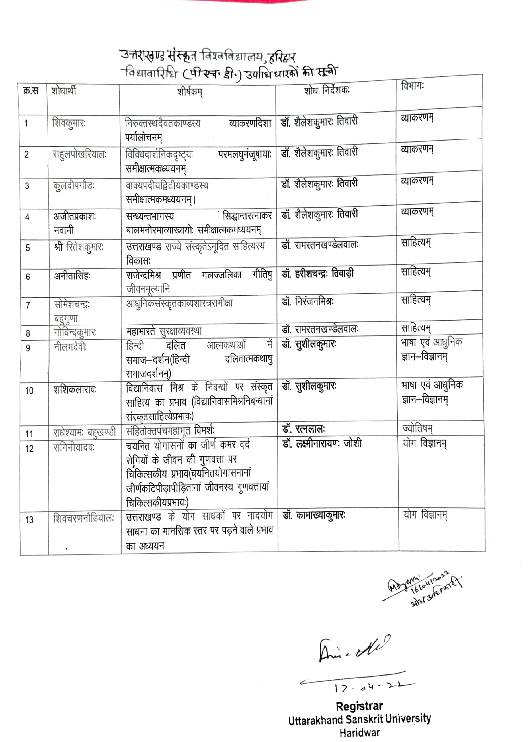# उत्तराखण्ड संस्कृत विश्वविद्यालय, हरिद्वार

## विद्यावारिधि (पी-एच॰ डी॰) उपाधिधारकों की सूची

| क्र.स | शोधार्थी | शीर्षकम् | शोध निर्देशकः | विभागः |
|---|---|---|---|---|
| 1 | शिवकुमारः | निरुक्तस्थदैवतकाण्डस्य व्याकरणदिशा पर्यालोचनम् | डॉ. शैलेशकुमारः तिवारी | व्याकरणम् |
| 2 | राहुलपोखरियालः | विविधदार्शनिकदृष्ट्या परमलघुमंजूषायाः समीक्षात्मकध्ययनम् | डॉ. शैलेशकुमारः तिवारी | व्याकरणम् |
| 3 | कुलदीपगौड़ः | वाक्यपदीयद्वितीयकाण्डस्य समीक्षात्मकमध्ययनम्। | डॉ. शैलेशकुमारः तिवारी | व्याकरणम् |
| 4 | अजीतप्रकाशः नवानी | सन्ध्यन्तभागस्य सिद्धान्तरत्नाकर बालमनोरमाव्याख्ययोः समीक्षात्मकमध्ययनम् | डॉ. शैलेशकुमारः तिवारी | व्याकरणम् |
| 5 | श्री रितेशकुमारः | उत्तराखण्ड राज्ये संस्कृतेऽनूदित साहित्यस्य विकासः | डॉ. रामरतनखण्डेलवालः | साहित्यम् |
| 6 | अनीतासिंहः | राजेन्द्रमिश्र प्रणीत गलज्जलिका गीतिषु जीवनमूल्यानि | डॉ. हरीशचन्द्रः तिवाड़ी | साहित्यम् |
| 7 | सोमेशचन्द्रः बहुगुणा | आधुनिकसंस्कृतकाव्यशास्त्रसमीक्षा | डॉ. निरंजनमिश्रः | साहित्यम् |
| 8 | गोविन्दकुमारः | महाभारते सुरक्षाव्यवस्था | डॉ. रामरतनखण्डेलवालः | साहित्यम् |
| 9 | नीलमदेवीः | हिन्दी दलित आत्मकथाओं में समाज–दर्शन(हिन्दी दलितात्मकथासु समाजदर्शनम्) | डॉ. सुशीलकुमारः | भाषा एवं आधुनिक ज्ञान–विज्ञानम् |
| 10 | शशिकलारावः | विद्यानिवास मिश्र के निबन्धों पर संस्कृत साहित्य का प्रभाव (विद्यानिवासमिश्रनिबन्धानां संस्कृतसाहित्येप्रभावः) | डॉ. सुशीलकुमारः | भाषा एवं आधुनिक ज्ञान–विज्ञानम् |
| 11 | राधेश्यामः बहुखण्डी | संहितोक्तपंचमहाभूत विमर्शः | डॉ. रत्नलालः | ज्योतिषम् |
| 12 | रागिनीयादवः | चयनित योगासनों का जीर्ण कमर दर्द रोगियों के जीवन की गुणवत्ता पर चिकित्सकीय प्रभाव(चयनितयोगासनानां जीर्णकटिपीड़ापीड़ितानां जीवनस्य गुणवत्तायां चिकित्सकीयप्रभावः) | डॉ. लक्ष्मीनारायणः जोशी | योग विज्ञानम् |
| 13 | शिवचरणनौडियालः | उत्तराखण्ड के योग साधकों पर नादयोग साधना का मानसिक स्तर पर पड़ने वाले प्रभाव का अध्ययन | डॉ. कामाख्याकुमारः | योग विज्ञानम् |

16/04/2022
शोध अधिकारी

17.04.22

**Registrar**
**Uttarakhand Sanskrit University**
**Haridwar**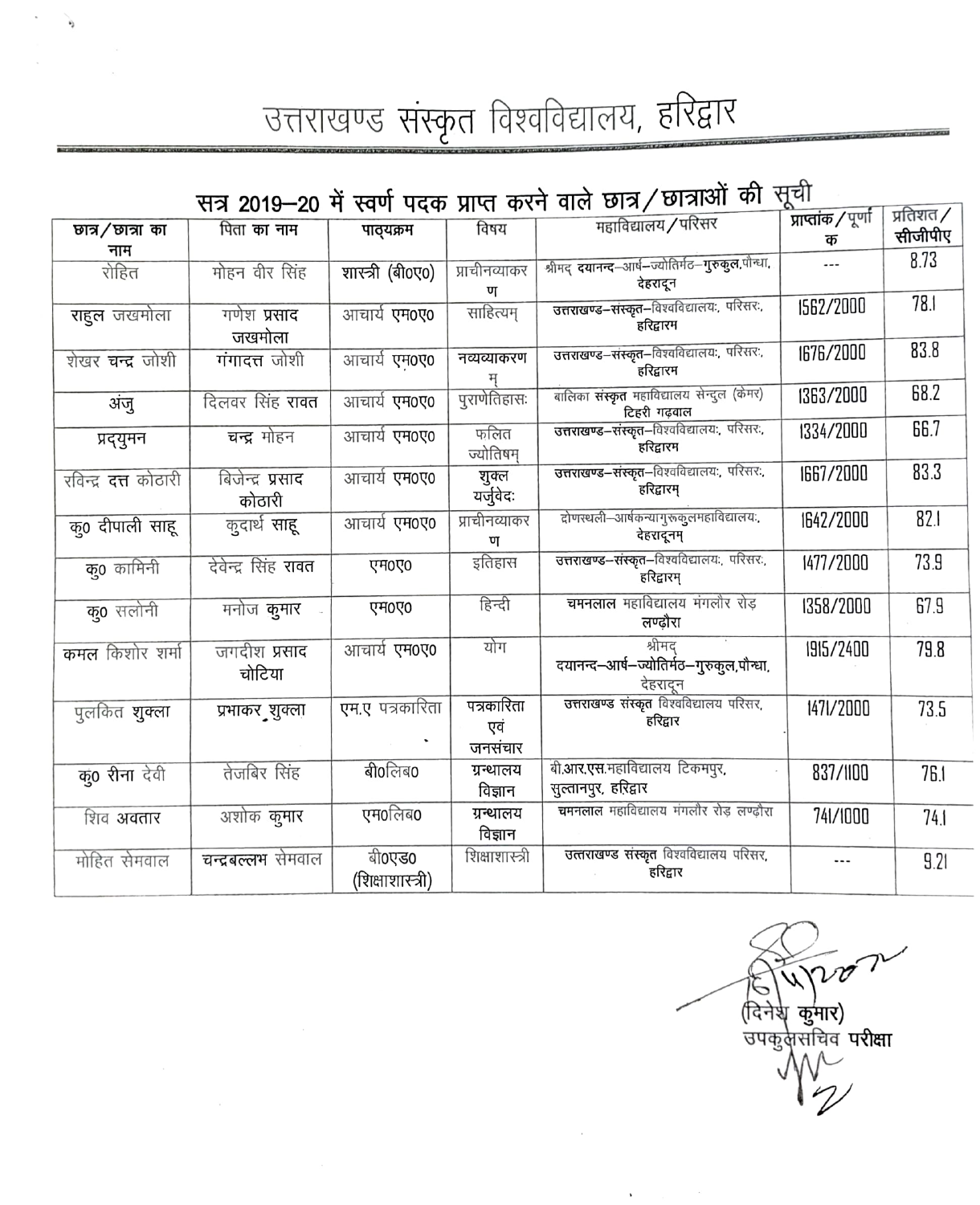# उत्तराखण्ड संस्कृत विश्वविद्यालय, हरिद्वार

## सत्र 2019–20 में स्वर्ण पदक प्राप्त करने वाले छात्र/छात्राओं की सूची

| छात्र/छात्रा का नाम | पिता का नाम | पाठ्यक्रम | विषय | महाविद्यालय/परिसर | प्राप्तांक/पूर्णांक | प्रतिशत/सीजीपीए |
|---|---|---|---|---|---|---|
| रोहित | मोहन वीर सिंह | शास्त्री (बी0ए0) | प्राचीनव्याकरण | श्रीमद् दयानन्द–आर्ष–ज्योतिर्मठ–गुरुकुल,पौन्धा, देहरादून | --- | 8.73 |
| राहुल जखमोला | गणेश प्रसाद जखमोला | आचार्य एम0ए0 | साहित्यम् | उत्तराखण्ड–संस्कृत–विश्वविद्यालयः, परिसरः, हरिद्वारम | 1562/2000 | 78.1 |
| शेखर चन्द्र जोशी | गंगादत्त जोशी | आचार्य एम0ए0 | नव्यव्याकरणम् | उत्तराखण्ड–संस्कृत–विश्वविद्यालयः, परिसरः, हरिद्वारम | 1676/2000 | 83.8 |
| अंजु | दिलवर सिंह रावत | आचार्य एम0ए0 | पुराणेतिहासः | बालिका संस्कृत महाविद्यालय सेन्दुल (केमर) टिहरी गढ़वाल | 1363/2000 | 68.2 |
| प्रद्युमन | चन्द्र मोहन | आचार्य एम0ए0 | फलित ज्योतिषम् | उत्तराखण्ड–संस्कृत–विश्वविद्यालयः, परिसरः, हरिद्वारम | 1334/2000 | 66.7 |
| रविन्द्र दत्त कोठारी | बिजेन्द्र प्रसाद कोठारी | आचार्य एम0ए0 | शुक्ल यर्जुवेदः | उत्तराखण्ड–संस्कृत–विश्वविद्यालयः, परिसरः, हरिद्वारम् | 1667/2000 | 83.3 |
| कु0 दीपाली साहू | कुदार्थ साहू | आचार्य एम0ए0 | प्राचीनव्याकरण | द्रोणस्थली–आर्षकन्यागुरुकुलमहाविद्यालयः, देहरादूनम् | 1642/2000 | 82.1 |
| कु0 कामिनी | देवेन्द्र सिंह रावत | एम0ए0 | इतिहास | उत्तराखण्ड–संस्कृत–विश्वविद्यालयः, परिसरः, हरिद्वारम् | 1477/2000 | 73.9 |
| कु0 सलोनी | मनोज कुमार | एम0ए0 | हिन्दी | चमनलाल महाविद्यालय मंगलौर रोड़ लण्ढौरा | 1358/2000 | 67.9 |
| कमल किशोर शर्मा | जगदीश प्रसाद चोटिया | आचार्य एम0ए0 | योग | श्रीमद् दयानन्द–आर्ष–ज्योतिर्मठ–गुरुकुल,पौन्धा, देहरादून | 1915/2400 | 79.8 |
| पुलकित शुक्ला | प्रभाकर शुक्ला | एम.ए पत्रकारिता | पत्रकारिता एवं जनसंचार | उत्तराखण्ड संस्कृत विश्वविद्यालय परिसर, हरिद्वार | 1471/2000 | 73.5 |
| कु0 रीना देवी | तेजबिर सिंह | बी0लिब0 | ग्रन्थालय विज्ञान | बी.आर.एस.महाविद्यालय टिकमपुर, सुल्तानपुर, हरिद्वार | 837/1100 | 76.1 |
| शिव अवतार | अशोक कुमार | एम0लिब0 | ग्रन्थालय विज्ञान | चमनलाल महाविद्यालय मंगलौर रोड़ लण्ढौरा | 741/1000 | 74.1 |
| मोहित सेमवाल | चन्द्रबल्लभ सेमवाल | बी0एड0 (शिक्षाशास्त्री) | शिक्षाशास्त्री | उत्तराखण्ड संस्कृत विश्वविद्यालय परिसर, हरिद्वार | --- | 9.21 |

(दिनेश कुमार)
उपकुलसचिव परीक्षा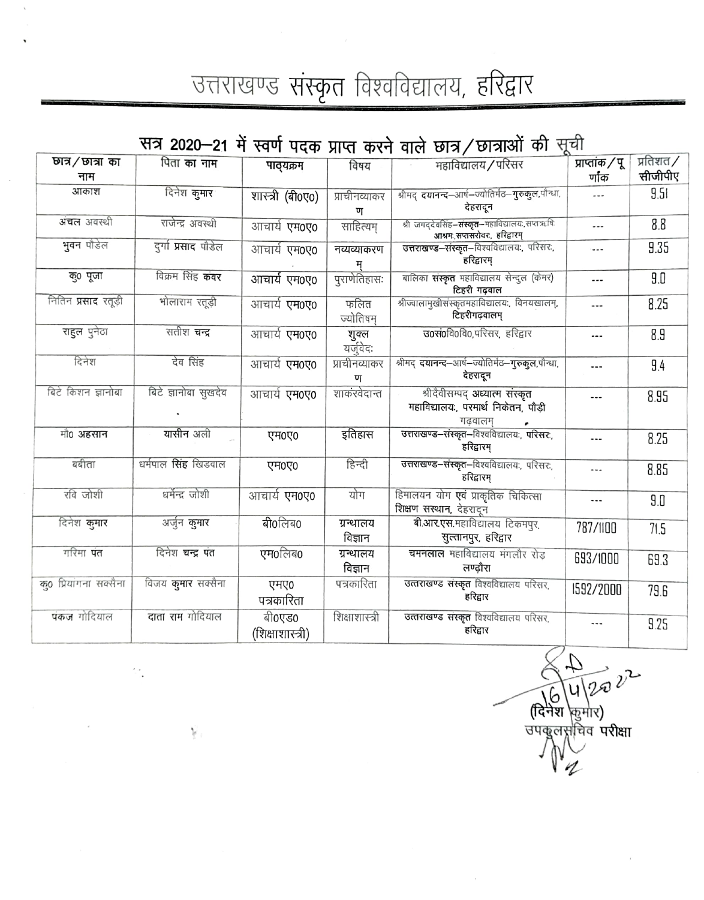# उत्तराखण्ड संस्कृत विश्वविद्यालय, हरिद्वार

## सत्र 2020–21 में स्वर्ण पदक प्राप्त करने वाले छात्र/छात्राओं की सूची

| छात्र/छात्रा का नाम | पिता का नाम | पाठ्यक्रम | विषय | महाविद्यालय/परिसर | प्राप्तांक/पूर्णांक | प्रतिशत/सीजीपीए |
|---|---|---|---|---|---|---|
| आकाश | दिनेश कुमार | शास्त्री (बी0ए0) | प्राचीनव्याकरण | श्रीमद् दयानन्द–आर्ष–ज्योतिर्मठ–गुरुकुल,पौन्धा, देहरादून | --- | 9.51 |
| अंचल अवस्थी | राजेन्द्र अवस्थी | आचार्य एम0ए0 | साहित्यम् | श्री जगद्देवसिंह–संस्कृत–महाविद्यालयः,सप्तऋषि आश्रमः,सप्तसरोवरः, हरिद्वारम् | --- | 8.8 |
| भुवन पौडेल | दुर्गा प्रसाद पौडेल | आचार्य एम0ए0 | नव्यव्याकरणम् | उत्तराखण्ड–संस्कृत–विश्वविद्यालयः, परिसरः, हरिद्वारम् | --- | 9.35 |
| कु0 पूजा | विक्रम सिंह कंवर | आचार्य एम0ए0 | पुराणेतिहासः | बालिका संस्कृत महाविद्यालय सेन्दुल (केमर) टिहरी गढ़वाल | --- | 9.0 |
| नितिन प्रसाद रतूड़ी | भोलाराम रतूड़ी | आचार्य एम0ए0 | फलित ज्योतिषम् | श्रीज्वालामुखीसंस्कृतमहाविद्यालयः, विनयखालम्, टिहरीगढ़वालम् | --- | 8.25 |
| राहुल पुनेठा | सतीश चन्द्र | आचार्य एम0ए0 | शुक्ल यर्जुवेदः | उ0सं0वि0वि0,परिसर, हरिद्वार | --- | 8.9 |
| दिनेश | देव सिंह | आचार्य एम0ए0 | प्राचीनव्याकरण | श्रीमद् दयानन्द–आर्ष–ज्योतिर्मठ–गुरुकुल,पौन्धा, देहरादून | --- | 9.4 |
| बिटे किशन ज्ञानोबा | बिटे ज्ञानोबा सुखदेव | आचार्य एम0ए0 | शाकंरवेदान्त | श्रीदैवीसम्पद् अध्यात्म संस्कृत महाविद्यालयः, परमार्थ निकेतन, पौड़ी गढ़वालम् | --- | 8.95 |
| मौ0 अहसान | यासीन अली | एम0ए0 | इतिहास | उत्तराखण्ड–संस्कृत–विश्वविद्यालयः, परिसरः, हरिद्वारम् | --- | 8.25 |
| बबीता | धर्मपाल सिंह खिडवाल | एम0ए0 | हिन्दी | उत्तराखण्ड–संस्कृत–विश्वविद्यालयः, परिसरः, हरिद्वारम् | --- | 8.85 |
| रवि जोशी | धर्मेन्द्र जोशी | आचार्य एम0ए0 | योग | हिमालयन योग एवं प्राकृतिक चिकित्सा शिक्षण संस्थान, देहरादून | --- | 9.0 |
| दिनेश कुमार | अर्जुन कुमार | बी0लिब0 | ग्रन्थालय विज्ञान | बी.आर.एस.महाविद्यालय टिकमपुर, सुल्तानपुर, हरिद्वार | 787/1100 | 71.5 |
| गरिमा पंत | दिनेश चन्द्र पंत | एम0लिब0 | ग्रन्थालय विज्ञान | चमनलाल महाविद्यालय मंगलौर रोड लण्ढौरा | 693/1000 | 69.3 |
| कु0 प्रियागना सक्सैना | विजय कुमार सक्सैना | एम0ए0 पत्रकारिता | पत्रकारिता | उत्तराखण्ड संस्कृत विश्वविद्यालय परिसर, हरिद्वार | 1592/2000 | 79.6 |
| पंकज गोदियाल | दाता राम गोदियाल | बी0एड0 (शिक्षाशास्त्री) | शिक्षाशास्त्री | उत्तराखण्ड संस्कृत विश्वविद्यालय परिसर, हरिद्वार | --- | 9.25 |

16/4/2022

(दिनेश कुमार)
उपकुलसचिव परीक्षा